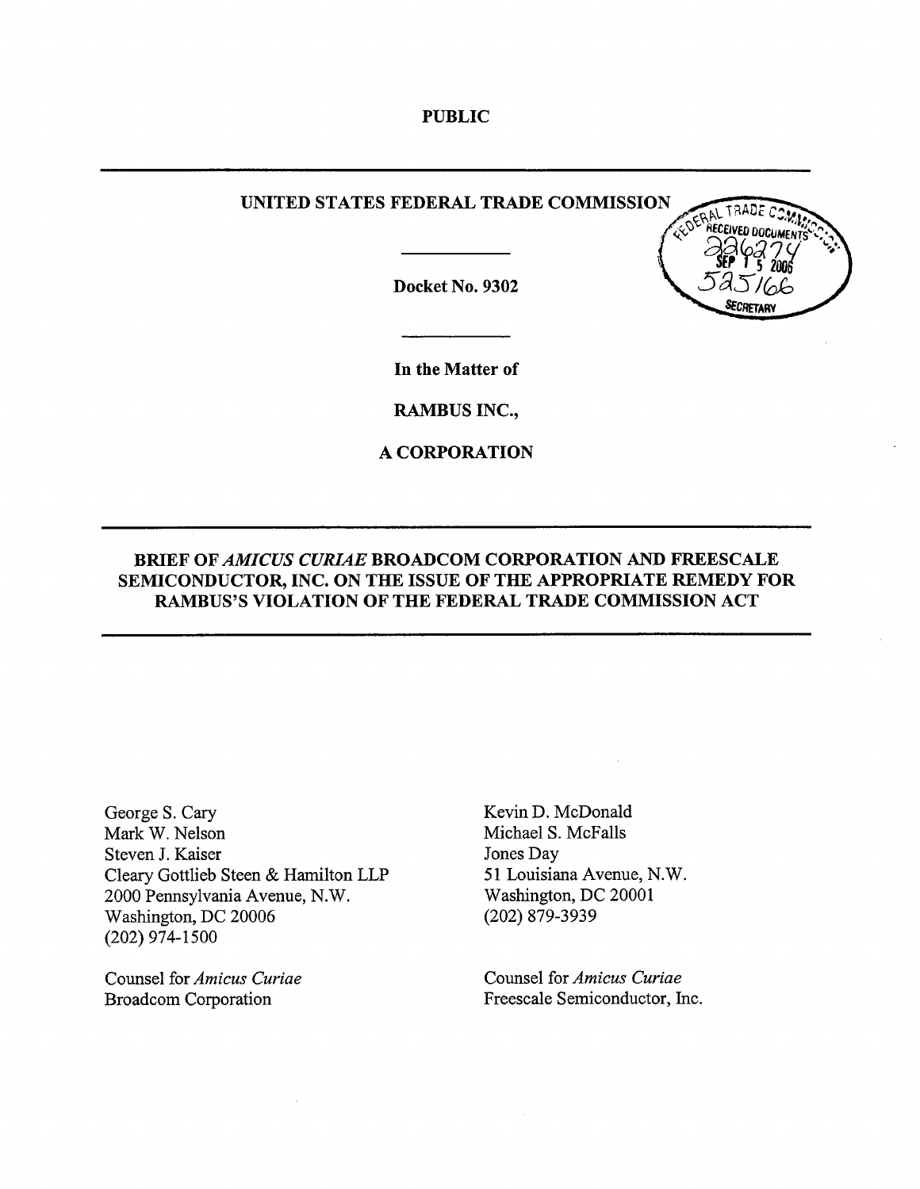**PUBLIC**

**UNITED STATES FEDERAL TRADE COMMISSION**

**Docket No. 9302**

**In the Matter of**

**RAMBUS INC.,**

**A CORPORATION**

FEDERAL TRADE COMMISSION RECEIVED DOCUMENTS 226274 SEP 15 2006 525166 SECRETARY

---

**BRIEF OF *AMICUS CURIAE* BROADCOM CORPORATION AND FREESCALE SEMICONDUCTOR, INC. ON THE ISSUE OF THE APPROPRIATE REMEDY FOR RAMBUS'S VIOLATION OF THE FEDERAL TRADE COMMISSION ACT**

---

George S. Cary
Mark W. Nelson
Steven J. Kaiser
Cleary Gottlieb Steen & Hamilton LLP
2000 Pennsylvania Avenue, N.W.
Washington, DC 20006
(202) 974-1500

Counsel for *Amicus Curiae*
Broadcom Corporation

Kevin D. McDonald
Michael S. McFalls
Jones Day
51 Louisiana Avenue, N.W.
Washington, DC 20001
(202) 879-3939

Counsel for *Amicus Curiae*
Freescale Semiconductor, Inc.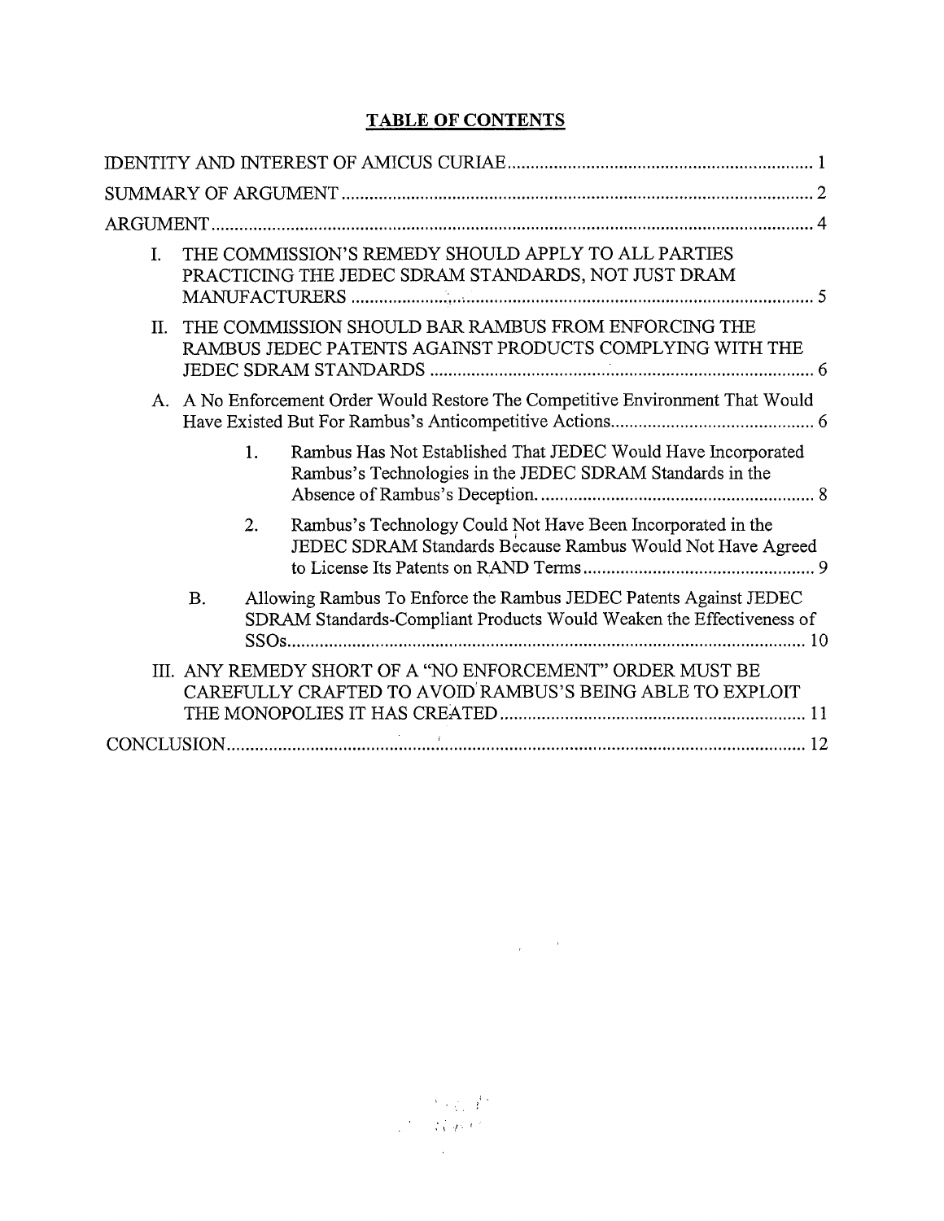## TABLE OF CONTENTS

| | |
|---|---|
| IDENTITY AND INTEREST OF AMICUS CURIAE | 1 |
| SUMMARY OF ARGUMENT | 2 |
| ARGUMENT | 4 |
| I. THE COMMISSION'S REMEDY SHOULD APPLY TO ALL PARTIES PRACTICING THE JEDEC SDRAM STANDARDS, NOT JUST DRAM MANUFACTURERS | 5 |
| II. THE COMMISSION SHOULD BAR RAMBUS FROM ENFORCING THE RAMBUS JEDEC PATENTS AGAINST PRODUCTS COMPLYING WITH THE JEDEC SDRAM STANDARDS | 6 |
| A. A No Enforcement Order Would Restore The Competitive Environment That Would Have Existed But For Rambus's Anticompetitive Actions | 6 |
| 1. Rambus Has Not Established That JEDEC Would Have Incorporated Rambus's Technologies in the JEDEC SDRAM Standards in the Absence of Rambus's Deception. | 8 |
| 2. Rambus's Technology Could Not Have Been Incorporated in the JEDEC SDRAM Standards Because Rambus Would Not Have Agreed to License Its Patents on RAND Terms | 9 |
| B. Allowing Rambus To Enforce the Rambus JEDEC Patents Against JEDEC SDRAM Standards-Compliant Products Would Weaken the Effectiveness of SSOs | 10 |
| III. ANY REMEDY SHORT OF A "NO ENFORCEMENT" ORDER MUST BE CAREFULLY CRAFTED TO AVOID RAMBUS'S BEING ABLE TO EXPLOIT THE MONOPOLIES IT HAS CREATED | 11 |
| CONCLUSION | 12 |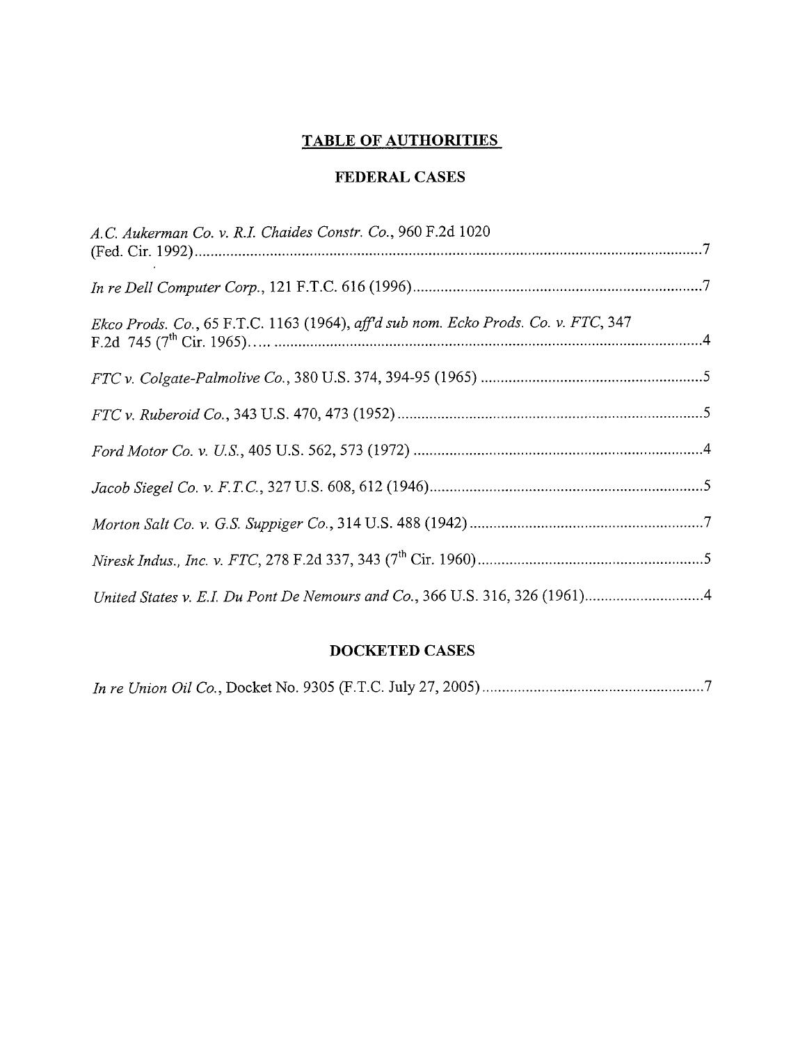# TABLE OF AUTHORITIES

## FEDERAL CASES

*A.C. Aukerman Co. v. R.I. Chaides Constr. Co.*, 960 F.2d 1020 (Fed. Cir. 1992) ............ 7

*In re Dell Computer Corp.*, 121 F.T.C. 616 (1996) ............ 7

*Ekco Prods. Co.*, 65 F.T.C. 1163 (1964), *aff'd sub nom. Ecko Prods. Co. v. FTC*, 347 F.2d 745 (7th Cir. 1965)..... ............ 4

*FTC v. Colgate-Palmolive Co.*, 380 U.S. 374, 394-95 (1965) ............ 5

*FTC v. Ruberoid Co.*, 343 U.S. 470, 473 (1952) ............ 5

*Ford Motor Co. v. U.S.*, 405 U.S. 562, 573 (1972) ............ 4

*Jacob Siegel Co. v. F.T.C.*, 327 U.S. 608, 612 (1946) ............ 5

*Morton Salt Co. v. G.S. Suppiger Co.*, 314 U.S. 488 (1942) ............ 7

*Niresk Indus., Inc. v. FTC*, 278 F.2d 337, 343 (7th Cir. 1960) ............ 5

*United States v. E.I. Du Pont De Nemours and Co.*, 366 U.S. 316, 326 (1961) ............ 4

## DOCKETED CASES

*In re Union Oil Co.*, Docket No. 9305 (F.T.C. July 27, 2005) ............ 7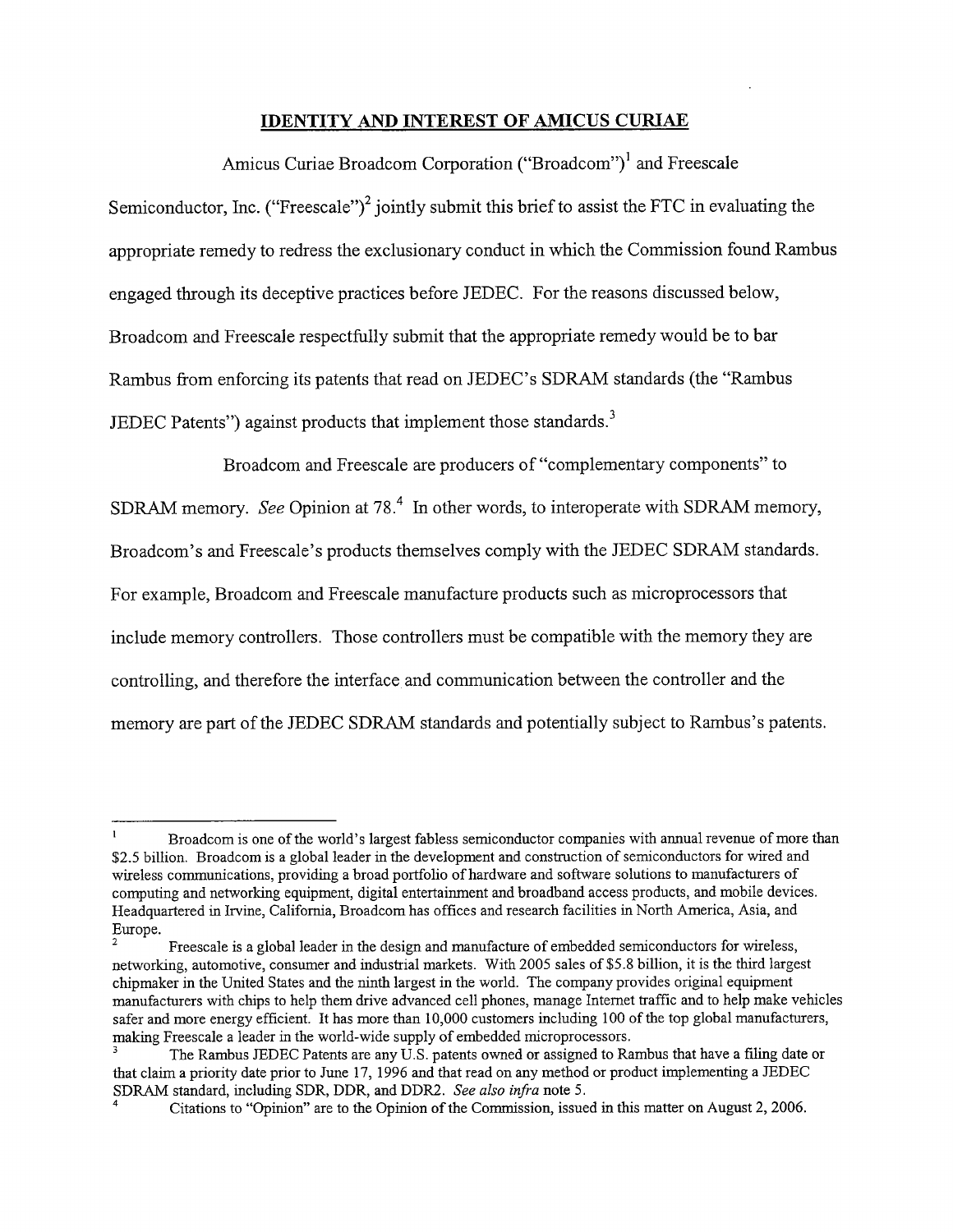## IDENTITY AND INTEREST OF AMICUS CURIAE

Amicus Curiae Broadcom Corporation ("Broadcom")[1] and Freescale Semiconductor, Inc. ("Freescale")[2] jointly submit this brief to assist the FTC in evaluating the appropriate remedy to redress the exclusionary conduct in which the Commission found Rambus engaged through its deceptive practices before JEDEC. For the reasons discussed below, Broadcom and Freescale respectfully submit that the appropriate remedy would be to bar Rambus from enforcing its patents that read on JEDEC's SDRAM standards (the "Rambus JEDEC Patents") against products that implement those standards.[3]

Broadcom and Freescale are producers of "complementary components" to SDRAM memory. *See* Opinion at 78.[4] In other words, to interoperate with SDRAM memory, Broadcom's and Freescale's products themselves comply with the JEDEC SDRAM standards. For example, Broadcom and Freescale manufacture products such as microprocessors that include memory controllers. Those controllers must be compatible with the memory they are controlling, and therefore the interface and communication between the controller and the memory are part of the JEDEC SDRAM standards and potentially subject to Rambus's patents.

---

[1] Broadcom is one of the world's largest fabless semiconductor companies with annual revenue of more than $2.5 billion. Broadcom is a global leader in the development and construction of semiconductors for wired and wireless communications, providing a broad portfolio of hardware and software solutions to manufacturers of computing and networking equipment, digital entertainment and broadband access products, and mobile devices. Headquartered in Irvine, California, Broadcom has offices and research facilities in North America, Asia, and Europe.

[2] Freescale is a global leader in the design and manufacture of embedded semiconductors for wireless, networking, automotive, consumer and industrial markets. With 2005 sales of $5.8 billion, it is the third largest chipmaker in the United States and the ninth largest in the world. The company provides original equipment manufacturers with chips to help them drive advanced cell phones, manage Internet traffic and to help make vehicles safer and more energy efficient. It has more than 10,000 customers including 100 of the top global manufacturers, making Freescale a leader in the world-wide supply of embedded microprocessors.

[3] The Rambus JEDEC Patents are any U.S. patents owned or assigned to Rambus that have a filing date or that claim a priority date prior to June 17, 1996 and that read on any method or product implementing a JEDEC SDRAM standard, including SDR, DDR, and DDR2. *See also infra* note 5.

[4] Citations to "Opinion" are to the Opinion of the Commission, issued in this matter on August 2, 2006.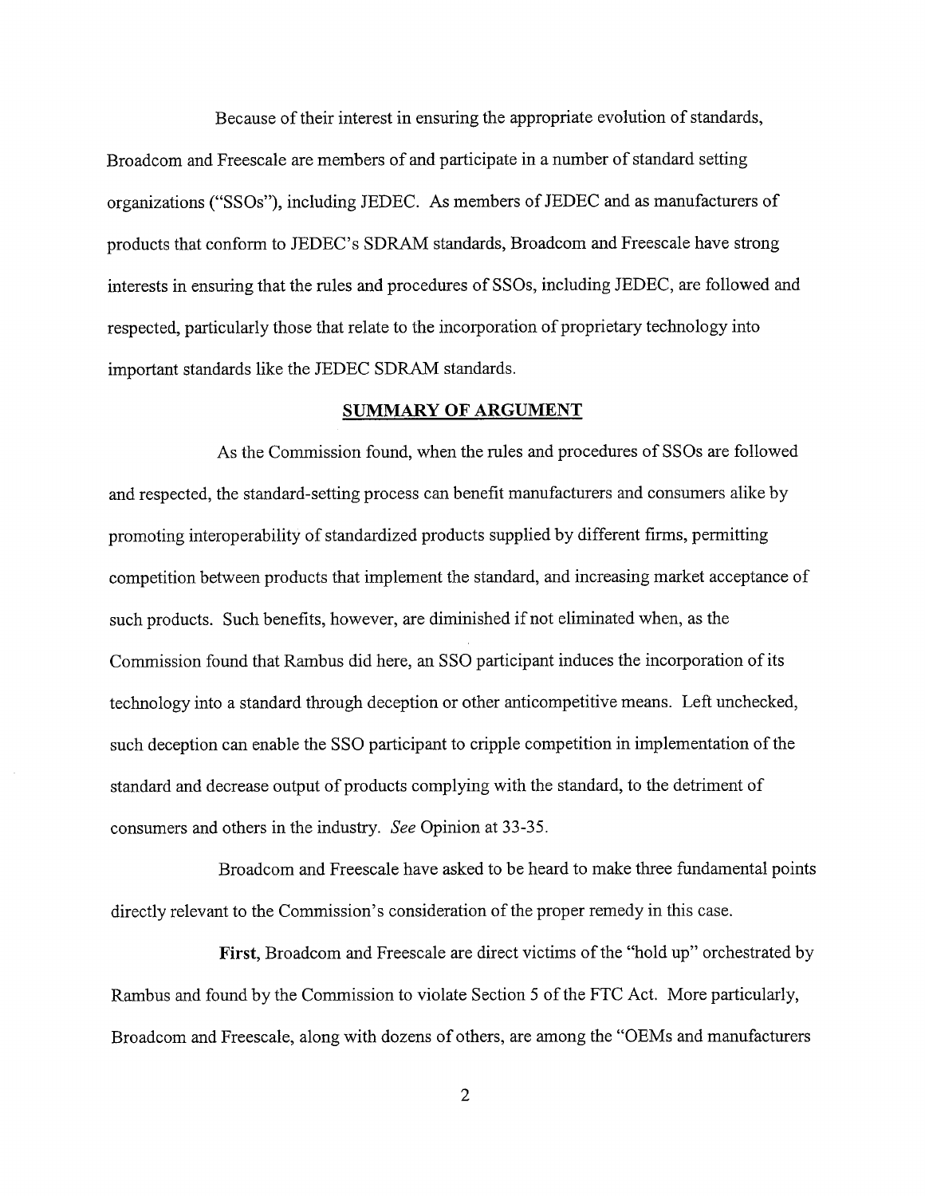Because of their interest in ensuring the appropriate evolution of standards, Broadcom and Freescale are members of and participate in a number of standard setting organizations ("SSOs"), including JEDEC. As members of JEDEC and as manufacturers of products that conform to JEDEC's SDRAM standards, Broadcom and Freescale have strong interests in ensuring that the rules and procedures of SSOs, including JEDEC, are followed and respected, particularly those that relate to the incorporation of proprietary technology into important standards like the JEDEC SDRAM standards.

## **SUMMARY OF ARGUMENT**

As the Commission found, when the rules and procedures of SSOs are followed and respected, the standard-setting process can benefit manufacturers and consumers alike by promoting interoperability of standardized products supplied by different firms, permitting competition between products that implement the standard, and increasing market acceptance of such products. Such benefits, however, are diminished if not eliminated when, as the Commission found that Rambus did here, an SSO participant induces the incorporation of its technology into a standard through deception or other anticompetitive means. Left unchecked, such deception can enable the SSO participant to cripple competition in implementation of the standard and decrease output of products complying with the standard, to the detriment of consumers and others in the industry. *See* Opinion at 33-35.

Broadcom and Freescale have asked to be heard to make three fundamental points directly relevant to the Commission's consideration of the proper remedy in this case.

**First**, Broadcom and Freescale are direct victims of the "hold up" orchestrated by Rambus and found by the Commission to violate Section 5 of the FTC Act. More particularly, Broadcom and Freescale, along with dozens of others, are among the "OEMs and manufacturers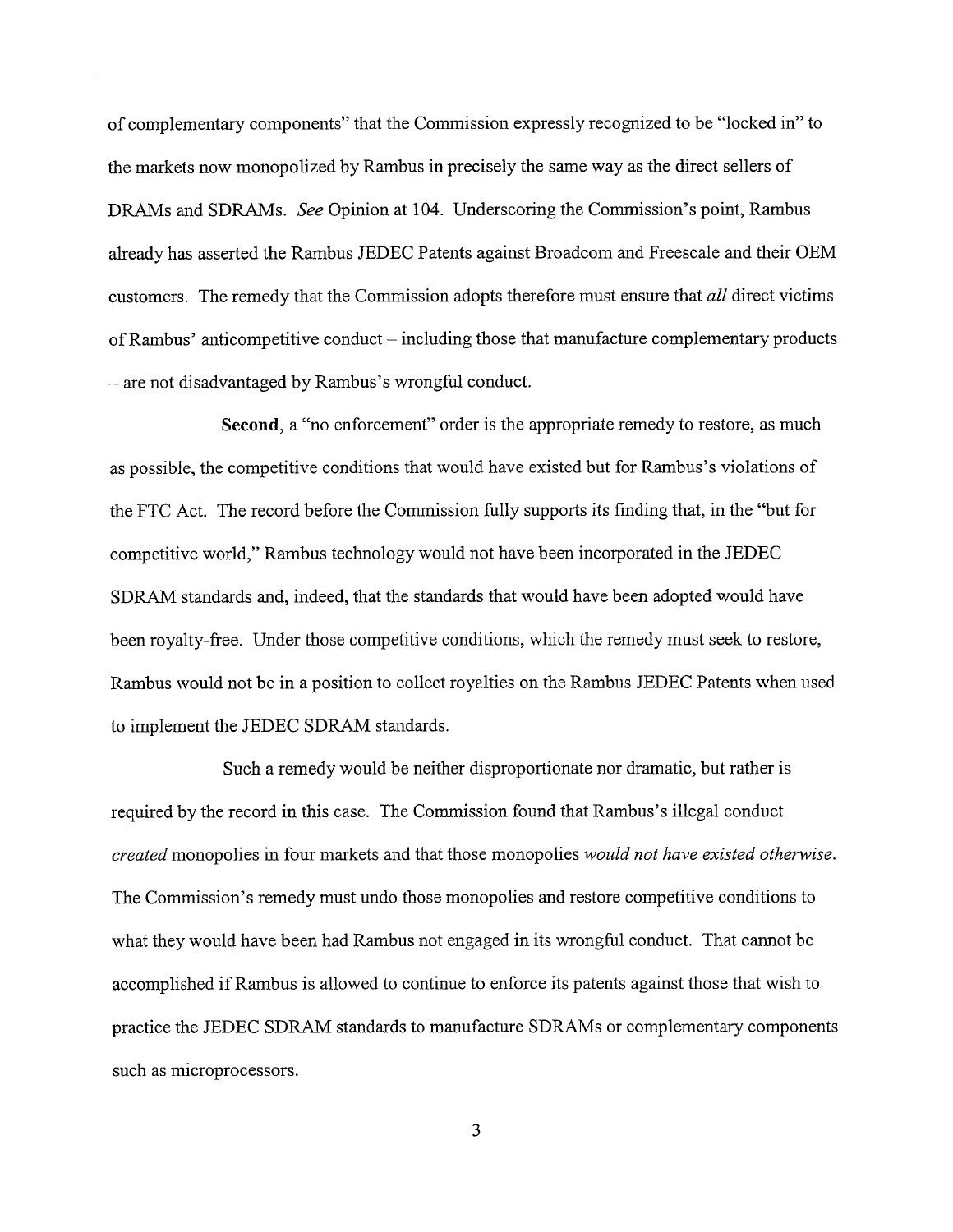of complementary components" that the Commission expressly recognized to be "locked in" to the markets now monopolized by Rambus in precisely the same way as the direct sellers of DRAMs and SDRAMs. *See* Opinion at 104. Underscoring the Commission's point, Rambus already has asserted the Rambus JEDEC Patents against Broadcom and Freescale and their OEM customers. The remedy that the Commission adopts therefore must ensure that *all* direct victims of Rambus' anticompetitive conduct – including those that manufacture complementary products – are not disadvantaged by Rambus's wrongful conduct.

**Second**, a "no enforcement" order is the appropriate remedy to restore, as much as possible, the competitive conditions that would have existed but for Rambus's violations of the FTC Act. The record before the Commission fully supports its finding that, in the "but for competitive world," Rambus technology would not have been incorporated in the JEDEC SDRAM standards and, indeed, that the standards that would have been adopted would have been royalty-free. Under those competitive conditions, which the remedy must seek to restore, Rambus would not be in a position to collect royalties on the Rambus JEDEC Patents when used to implement the JEDEC SDRAM standards.

Such a remedy would be neither disproportionate nor dramatic, but rather is required by the record in this case. The Commission found that Rambus's illegal conduct *created* monopolies in four markets and that those monopolies *would not have existed otherwise*. The Commission's remedy must undo those monopolies and restore competitive conditions to what they would have been had Rambus not engaged in its wrongful conduct. That cannot be accomplished if Rambus is allowed to continue to enforce its patents against those that wish to practice the JEDEC SDRAM standards to manufacture SDRAMs or complementary components such as microprocessors.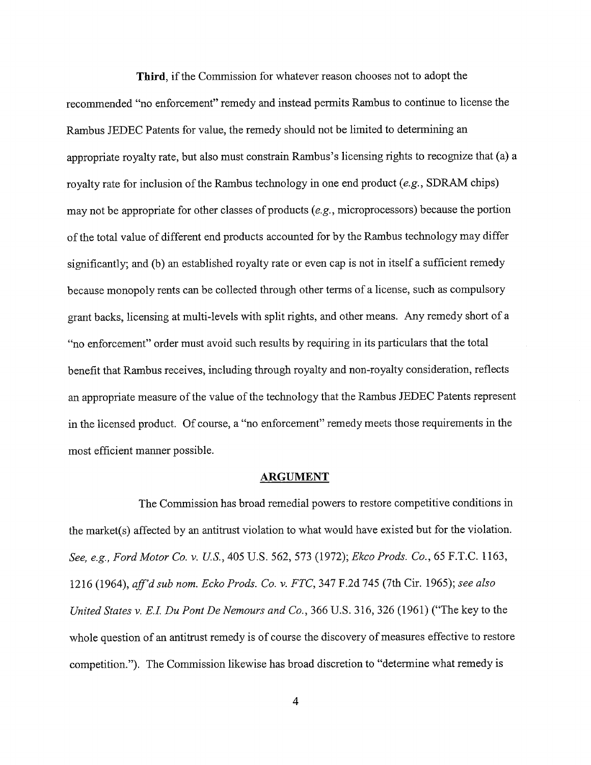**Third**, if the Commission for whatever reason chooses not to adopt the recommended "no enforcement" remedy and instead permits Rambus to continue to license the Rambus JEDEC Patents for value, the remedy should not be limited to determining an appropriate royalty rate, but also must constrain Rambus's licensing rights to recognize that (a) a royalty rate for inclusion of the Rambus technology in one end product (*e.g.*, SDRAM chips) may not be appropriate for other classes of products (*e.g.*, microprocessors) because the portion of the total value of different end products accounted for by the Rambus technology may differ significantly; and (b) an established royalty rate or even cap is not in itself a sufficient remedy because monopoly rents can be collected through other terms of a license, such as compulsory grant backs, licensing at multi-levels with split rights, and other means. Any remedy short of a "no enforcement" order must avoid such results by requiring in its particulars that the total benefit that Rambus receives, including through royalty and non-royalty consideration, reflects an appropriate measure of the value of the technology that the Rambus JEDEC Patents represent in the licensed product. Of course, a "no enforcement" remedy meets those requirements in the most efficient manner possible.

## ARGUMENT

The Commission has broad remedial powers to restore competitive conditions in the market(s) affected by an antitrust violation to what would have existed but for the violation. *See, e.g., Ford Motor Co. v. U.S.*, 405 U.S. 562, 573 (1972); *Ekco Prods. Co.*, 65 F.T.C. 1163, 1216 (1964), *aff'd sub nom. Ecko Prods. Co. v. FTC*, 347 F.2d 745 (7th Cir. 1965); *see also United States v. E.I. Du Pont De Nemours and Co.*, 366 U.S. 316, 326 (1961) ("The key to the whole question of an antitrust remedy is of course the discovery of measures effective to restore competition."). The Commission likewise has broad discretion to "determine what remedy is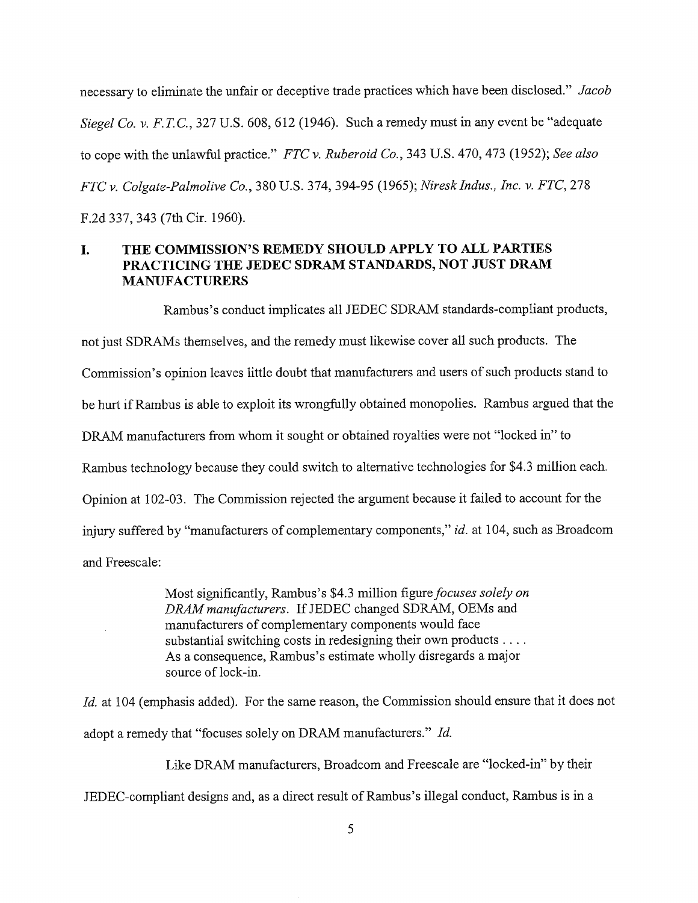necessary to eliminate the unfair or deceptive trade practices which have been disclosed." *Jacob Siegel Co. v. F.T.C.*, 327 U.S. 608, 612 (1946). Such a remedy must in any event be "adequate to cope with the unlawful practice." *FTC v. Ruberoid Co.*, 343 U.S. 470, 473 (1952); *See also FTC v. Colgate-Palmolive Co.*, 380 U.S. 374, 394-95 (1965); *Niresk Indus., Inc. v. FTC*, 278 F.2d 337, 343 (7th Cir. 1960).

## I. THE COMMISSION'S REMEDY SHOULD APPLY TO ALL PARTIES PRACTICING THE JEDEC SDRAM STANDARDS, NOT JUST DRAM MANUFACTURERS

Rambus's conduct implicates all JEDEC SDRAM standards-compliant products, not just SDRAMs themselves, and the remedy must likewise cover all such products. The Commission's opinion leaves little doubt that manufacturers and users of such products stand to be hurt if Rambus is able to exploit its wrongfully obtained monopolies. Rambus argued that the DRAM manufacturers from whom it sought or obtained royalties were not "locked in" to Rambus technology because they could switch to alternative technologies for $4.3 million each. Opinion at 102-03. The Commission rejected the argument because it failed to account for the injury suffered by "manufacturers of complementary components," *id.* at 104, such as Broadcom and Freescale:

> Most significantly, Rambus's $4.3 million figure *focuses solely on DRAM manufacturers*. If JEDEC changed SDRAM, OEMs and manufacturers of complementary components would face substantial switching costs in redesigning their own products . . . . As a consequence, Rambus's estimate wholly disregards a major source of lock-in.

*Id.* at 104 (emphasis added). For the same reason, the Commission should ensure that it does not adopt a remedy that "focuses solely on DRAM manufacturers." *Id.*

Like DRAM manufacturers, Broadcom and Freescale are "locked-in" by their JEDEC-compliant designs and, as a direct result of Rambus's illegal conduct, Rambus is in a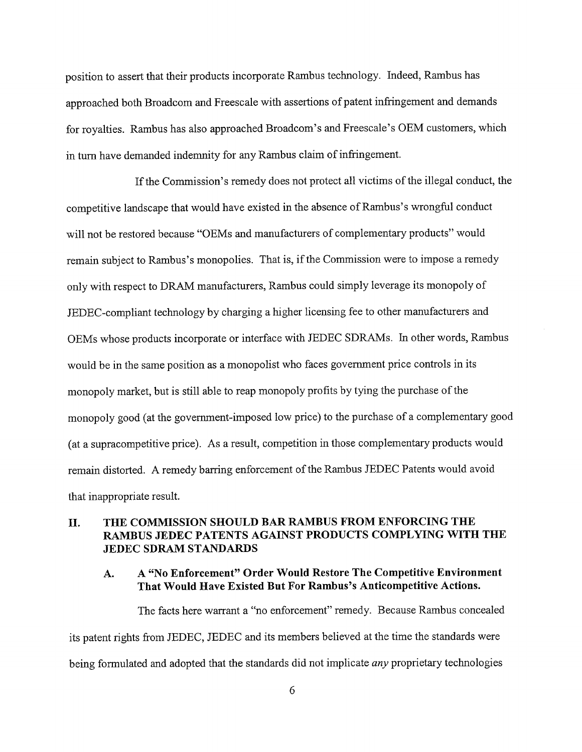position to assert that their products incorporate Rambus technology. Indeed, Rambus has approached both Broadcom and Freescale with assertions of patent infringement and demands for royalties. Rambus has also approached Broadcom's and Freescale's OEM customers, which in turn have demanded indemnity for any Rambus claim of infringement.

If the Commission's remedy does not protect all victims of the illegal conduct, the competitive landscape that would have existed in the absence of Rambus's wrongful conduct will not be restored because "OEMs and manufacturers of complementary products" would remain subject to Rambus's monopolies. That is, if the Commission were to impose a remedy only with respect to DRAM manufacturers, Rambus could simply leverage its monopoly of JEDEC-compliant technology by charging a higher licensing fee to other manufacturers and OEMs whose products incorporate or interface with JEDEC SDRAMs. In other words, Rambus would be in the same position as a monopolist who faces government price controls in its monopoly market, but is still able to reap monopoly profits by tying the purchase of the monopoly good (at the government-imposed low price) to the purchase of a complementary good (at a supracompetitive price). As a result, competition in those complementary products would remain distorted. A remedy barring enforcement of the Rambus JEDEC Patents would avoid that inappropriate result.

## II. THE COMMISSION SHOULD BAR RAMBUS FROM ENFORCING THE RAMBUS JEDEC PATENTS AGAINST PRODUCTS COMPLYING WITH THE JEDEC SDRAM STANDARDS

### A. A "No Enforcement" Order Would Restore The Competitive Environment That Would Have Existed But For Rambus's Anticompetitive Actions.

The facts here warrant a "no enforcement" remedy. Because Rambus concealed its patent rights from JEDEC, JEDEC and its members believed at the time the standards were being formulated and adopted that the standards did not implicate *any* proprietary technologies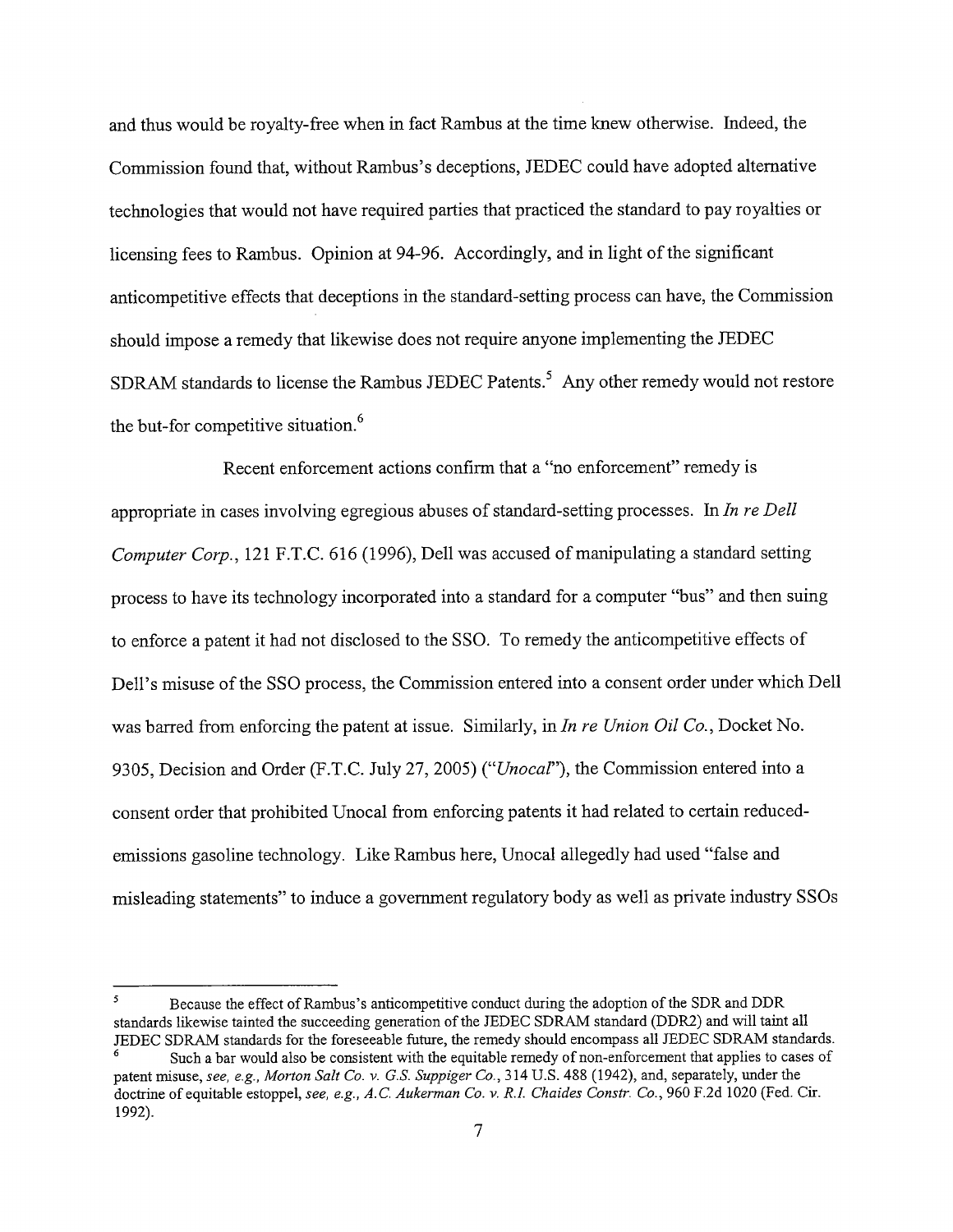and thus would be royalty-free when in fact Rambus at the time knew otherwise. Indeed, the Commission found that, without Rambus's deceptions, JEDEC could have adopted alternative technologies that would not have required parties that practiced the standard to pay royalties or licensing fees to Rambus. Opinion at 94-96. Accordingly, and in light of the significant anticompetitive effects that deceptions in the standard-setting process can have, the Commission should impose a remedy that likewise does not require anyone implementing the JEDEC SDRAM standards to license the Rambus JEDEC Patents.[5] Any other remedy would not restore the but-for competitive situation.[6]

Recent enforcement actions confirm that a "no enforcement" remedy is appropriate in cases involving egregious abuses of standard-setting processes. In *In re Dell Computer Corp.*, 121 F.T.C. 616 (1996), Dell was accused of manipulating a standard setting process to have its technology incorporated into a standard for a computer "bus" and then suing to enforce a patent it had not disclosed to the SSO. To remedy the anticompetitive effects of Dell's misuse of the SSO process, the Commission entered into a consent order under which Dell was barred from enforcing the patent at issue. Similarly, in *In re Union Oil Co.*, Docket No. 9305, Decision and Order (F.T.C. July 27, 2005) ("*Unocal*"), the Commission entered into a consent order that prohibited Unocal from enforcing patents it had related to certain reduced-emissions gasoline technology. Like Rambus here, Unocal allegedly had used "false and misleading statements" to induce a government regulatory body as well as private industry SSOs

---

[5] Because the effect of Rambus's anticompetitive conduct during the adoption of the SDR and DDR standards likewise tainted the succeeding generation of the JEDEC SDRAM standard (DDR2) and will taint all JEDEC SDRAM standards for the foreseeable future, the remedy should encompass all JEDEC SDRAM standards.

[6] Such a bar would also be consistent with the equitable remedy of non-enforcement that applies to cases of patent misuse, *see, e.g., Morton Salt Co. v. G.S. Suppiger Co.*, 314 U.S. 488 (1942), and, separately, under the doctrine of equitable estoppel, *see, e.g., A.C. Aukerman Co. v. R.I. Chaides Constr. Co.*, 960 F.2d 1020 (Fed. Cir. 1992).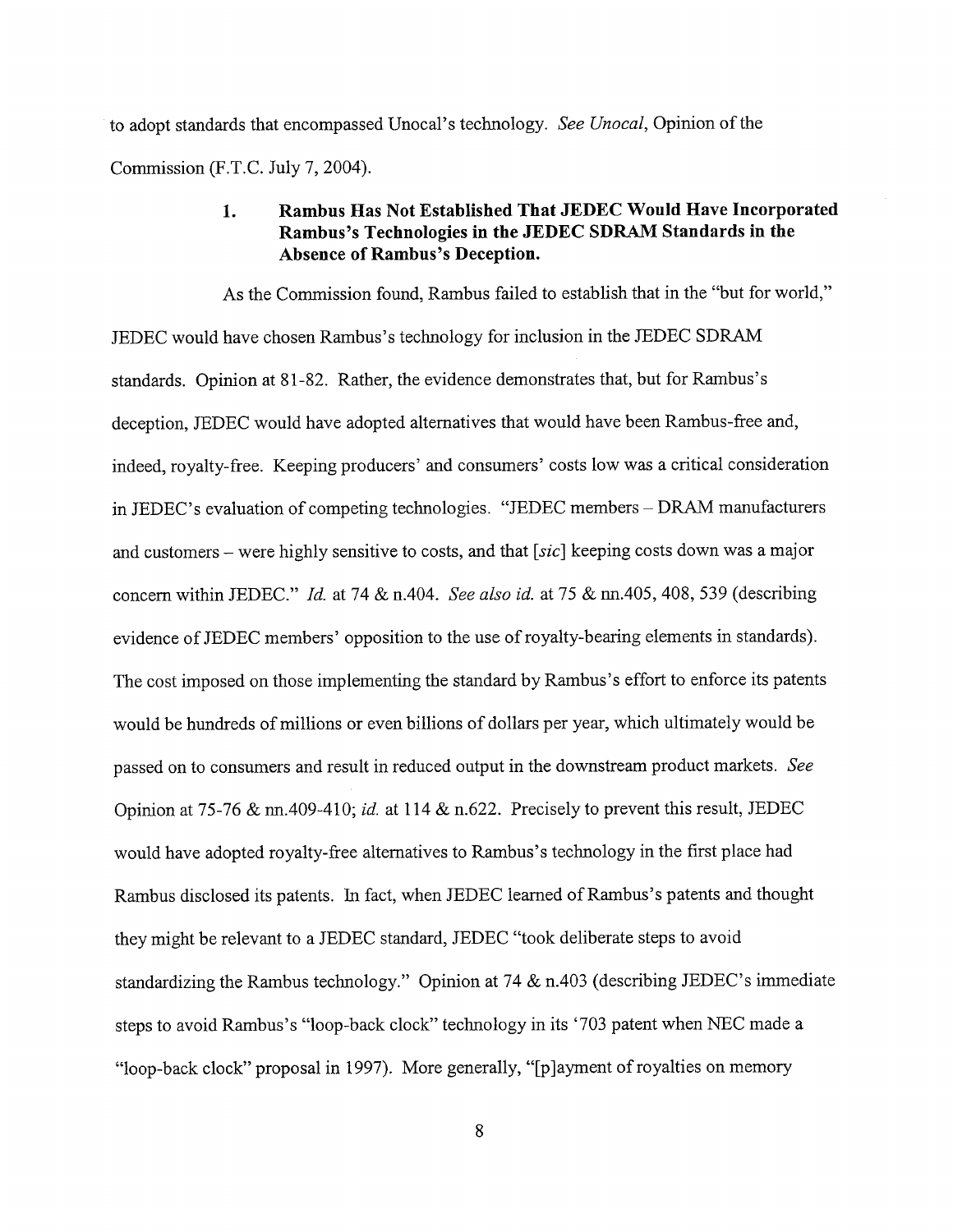to adopt standards that encompassed Unocal's technology. *See Unocal*, Opinion of the Commission (F.T.C. July 7, 2004).

### 1. Rambus Has Not Established That JEDEC Would Have Incorporated Rambus's Technologies in the JEDEC SDRAM Standards in the Absence of Rambus's Deception.

As the Commission found, Rambus failed to establish that in the "but for world," JEDEC would have chosen Rambus's technology for inclusion in the JEDEC SDRAM standards. Opinion at 81-82. Rather, the evidence demonstrates that, but for Rambus's deception, JEDEC would have adopted alternatives that would have been Rambus-free and, indeed, royalty-free. Keeping producers' and consumers' costs low was a critical consideration in JEDEC's evaluation of competing technologies. "JEDEC members – DRAM manufacturers and customers – were highly sensitive to costs, and that [*sic*] keeping costs down was a major concern within JEDEC." *Id.* at 74 & n.404. *See also id.* at 75 & nn.405, 408, 539 (describing evidence of JEDEC members' opposition to the use of royalty-bearing elements in standards). The cost imposed on those implementing the standard by Rambus's effort to enforce its patents would be hundreds of millions or even billions of dollars per year, which ultimately would be passed on to consumers and result in reduced output in the downstream product markets. *See* Opinion at 75-76 & nn.409-410; *id.* at 114 & n.622. Precisely to prevent this result, JEDEC would have adopted royalty-free alternatives to Rambus's technology in the first place had Rambus disclosed its patents. In fact, when JEDEC learned of Rambus's patents and thought they might be relevant to a JEDEC standard, JEDEC "took deliberate steps to avoid standardizing the Rambus technology." Opinion at 74 & n.403 (describing JEDEC's immediate steps to avoid Rambus's "loop-back clock" technology in its '703 patent when NEC made a "loop-back clock" proposal in 1997). More generally, "[p]ayment of royalties on memory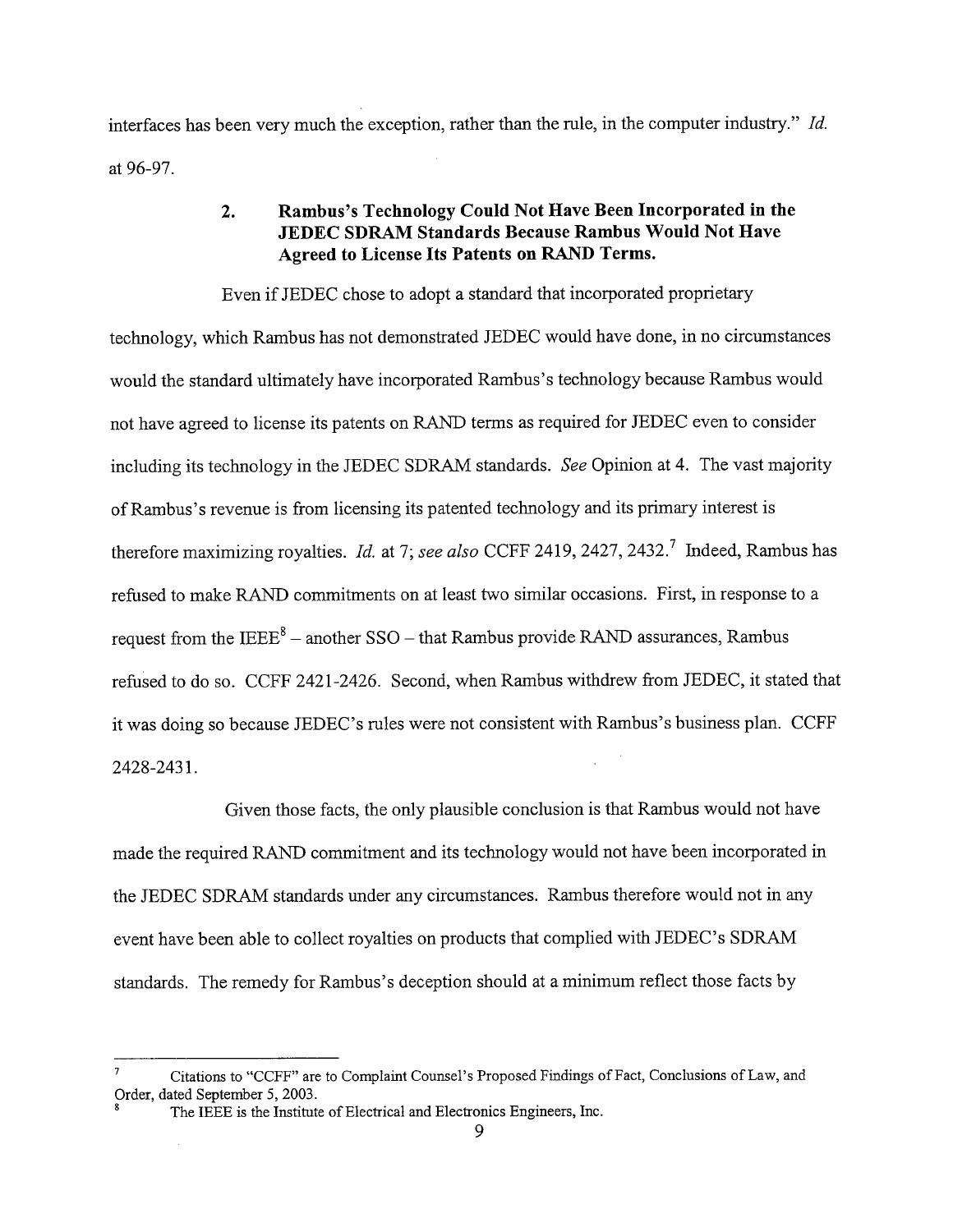interfaces has been very much the exception, rather than the rule, in the computer industry." *Id.* at 96-97.

### 2. Rambus's Technology Could Not Have Been Incorporated in the JEDEC SDRAM Standards Because Rambus Would Not Have Agreed to License Its Patents on RAND Terms.

Even if JEDEC chose to adopt a standard that incorporated proprietary technology, which Rambus has not demonstrated JEDEC would have done, in no circumstances would the standard ultimately have incorporated Rambus's technology because Rambus would not have agreed to license its patents on RAND terms as required for JEDEC even to consider including its technology in the JEDEC SDRAM standards. *See* Opinion at 4. The vast majority of Rambus's revenue is from licensing its patented technology and its primary interest is therefore maximizing royalties. *Id.* at 7; *see also* CCFF 2419, 2427, 2432.[7] Indeed, Rambus has refused to make RAND commitments on at least two similar occasions. First, in response to a request from the IEEE[8] – another SSO – that Rambus provide RAND assurances, Rambus refused to do so. CCFF 2421-2426. Second, when Rambus withdrew from JEDEC, it stated that it was doing so because JEDEC's rules were not consistent with Rambus's business plan. CCFF 2428-2431.

Given those facts, the only plausible conclusion is that Rambus would not have made the required RAND commitment and its technology would not have been incorporated in the JEDEC SDRAM standards under any circumstances. Rambus therefore would not in any event have been able to collect royalties on products that complied with JEDEC's SDRAM standards. The remedy for Rambus's deception should at a minimum reflect those facts by

---

[7] Citations to "CCFF" are to Complaint Counsel's Proposed Findings of Fact, Conclusions of Law, and Order, dated September 5, 2003.

[8] The IEEE is the Institute of Electrical and Electronics Engineers, Inc.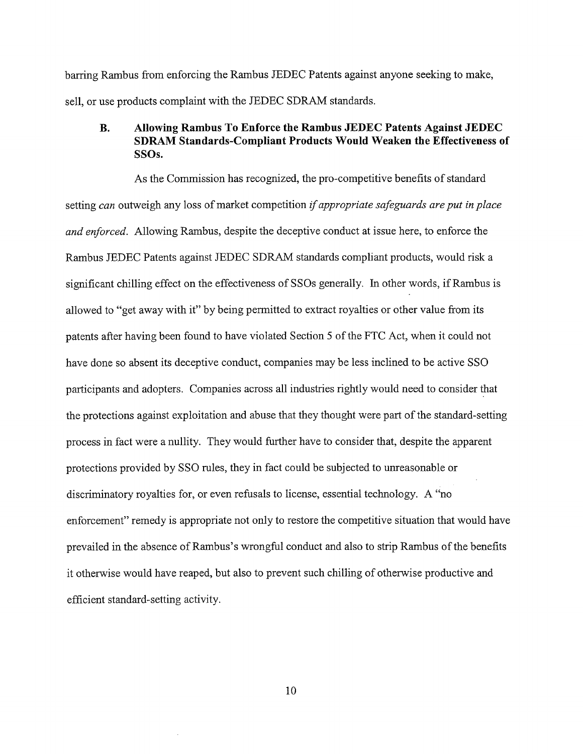barring Rambus from enforcing the Rambus JEDEC Patents against anyone seeking to make, sell, or use products complaint with the JEDEC SDRAM standards.

### B. Allowing Rambus To Enforce the Rambus JEDEC Patents Against JEDEC SDRAM Standards-Compliant Products Would Weaken the Effectiveness of SSOs.

As the Commission has recognized, the pro-competitive benefits of standard setting *can* outweigh any loss of market competition *if appropriate safeguards are put in place and enforced.* Allowing Rambus, despite the deceptive conduct at issue here, to enforce the Rambus JEDEC Patents against JEDEC SDRAM standards compliant products, would risk a significant chilling effect on the effectiveness of SSOs generally. In other words, if Rambus is allowed to "get away with it" by being permitted to extract royalties or other value from its patents after having been found to have violated Section 5 of the FTC Act, when it could not have done so absent its deceptive conduct, companies may be less inclined to be active SSO participants and adopters. Companies across all industries rightly would need to consider that the protections against exploitation and abuse that they thought were part of the standard-setting process in fact were a nullity. They would further have to consider that, despite the apparent protections provided by SSO rules, they in fact could be subjected to unreasonable or discriminatory royalties for, or even refusals to license, essential technology. A "no enforcement" remedy is appropriate not only to restore the competitive situation that would have prevailed in the absence of Rambus's wrongful conduct and also to strip Rambus of the benefits it otherwise would have reaped, but also to prevent such chilling of otherwise productive and efficient standard-setting activity.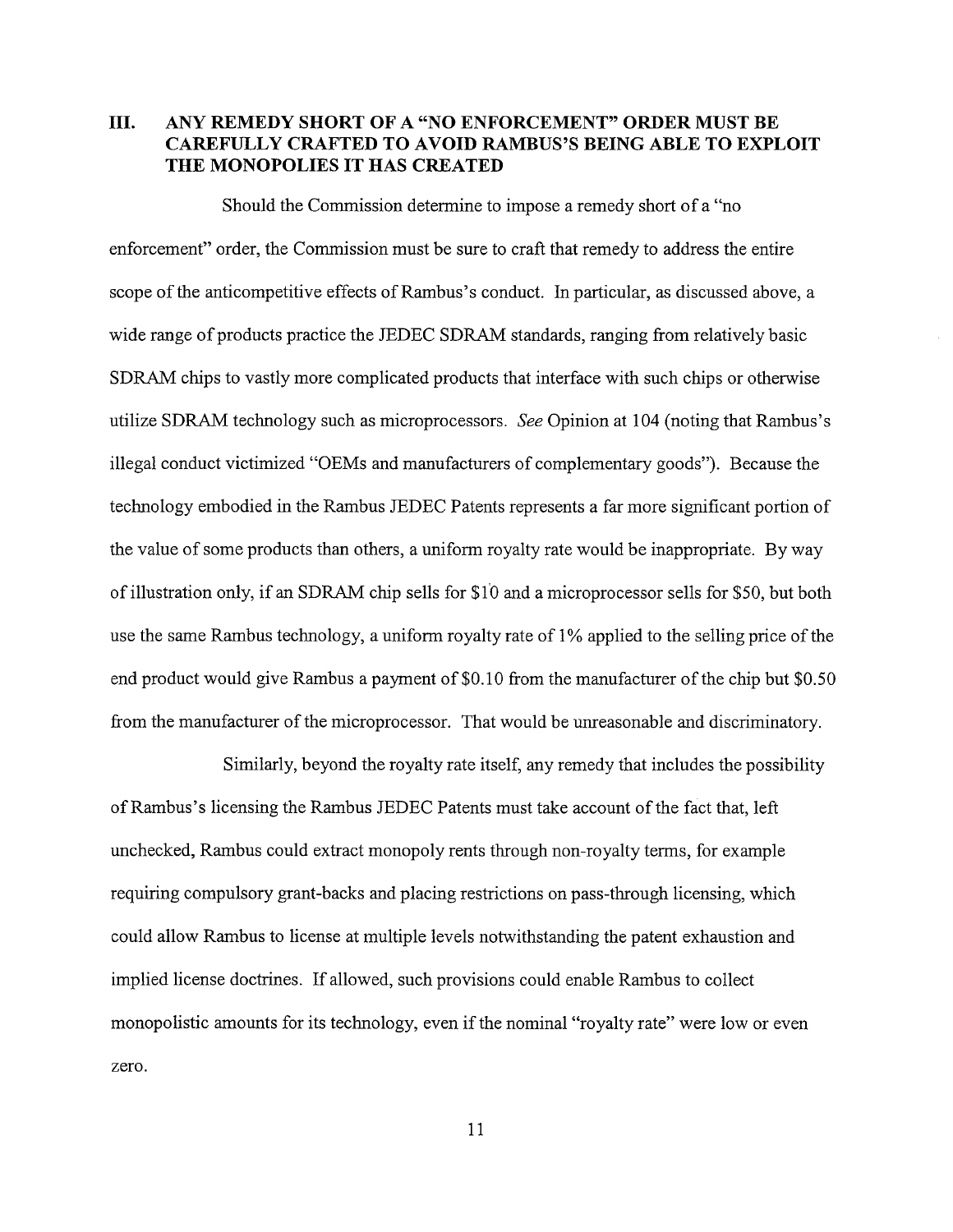## III. ANY REMEDY SHORT OF A "NO ENFORCEMENT" ORDER MUST BE CAREFULLY CRAFTED TO AVOID RAMBUS'S BEING ABLE TO EXPLOIT THE MONOPOLIES IT HAS CREATED

Should the Commission determine to impose a remedy short of a "no enforcement" order, the Commission must be sure to craft that remedy to address the entire scope of the anticompetitive effects of Rambus's conduct. In particular, as discussed above, a wide range of products practice the JEDEC SDRAM standards, ranging from relatively basic SDRAM chips to vastly more complicated products that interface with such chips or otherwise utilize SDRAM technology such as microprocessors. *See* Opinion at 104 (noting that Rambus's illegal conduct victimized "OEMs and manufacturers of complementary goods"). Because the technology embodied in the Rambus JEDEC Patents represents a far more significant portion of the value of some products than others, a uniform royalty rate would be inappropriate. By way of illustration only, if an SDRAM chip sells for $10 and a microprocessor sells for $50, but both use the same Rambus technology, a uniform royalty rate of 1% applied to the selling price of the end product would give Rambus a payment of $0.10 from the manufacturer of the chip but $0.50 from the manufacturer of the microprocessor. That would be unreasonable and discriminatory.

Similarly, beyond the royalty rate itself, any remedy that includes the possibility of Rambus's licensing the Rambus JEDEC Patents must take account of the fact that, left unchecked, Rambus could extract monopoly rents through non-royalty terms, for example requiring compulsory grant-backs and placing restrictions on pass-through licensing, which could allow Rambus to license at multiple levels notwithstanding the patent exhaustion and implied license doctrines. If allowed, such provisions could enable Rambus to collect monopolistic amounts for its technology, even if the nominal "royalty rate" were low or even zero.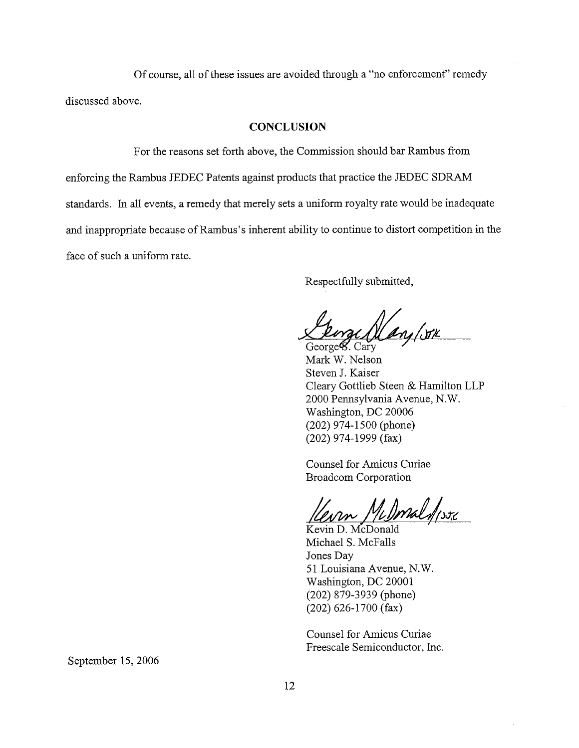Of course, all of these issues are avoided through a "no enforcement" remedy discussed above.

## CONCLUSION

For the reasons set forth above, the Commission should bar Rambus from enforcing the Rambus JEDEC Patents against products that practice the JEDEC SDRAM standards. In all events, a remedy that merely sets a uniform royalty rate would be inadequate and inappropriate because of Rambus's inherent ability to continue to distort competition in the face of such a uniform rate.

Respectfully submitted,

George S. Cary /SJK
George S. Cary
Mark W. Nelson
Steven J. Kaiser
Cleary Gottlieb Steen & Hamilton LLP
2000 Pennsylvania Avenue, N.W.
Washington, DC 20006
(202) 974-1500 (phone)
(202) 974-1999 (fax)

Counsel for Amicus Curiae
Broadcom Corporation

Kevin McDonald /SJK
Kevin D. McDonald
Michael S. McFalls
Jones Day
51 Louisiana Avenue, N.W.
Washington, DC 20001
(202) 879-3939 (phone)
(202) 626-1700 (fax)

Counsel for Amicus Curiae
Freescale Semiconductor, Inc.

September 15, 2006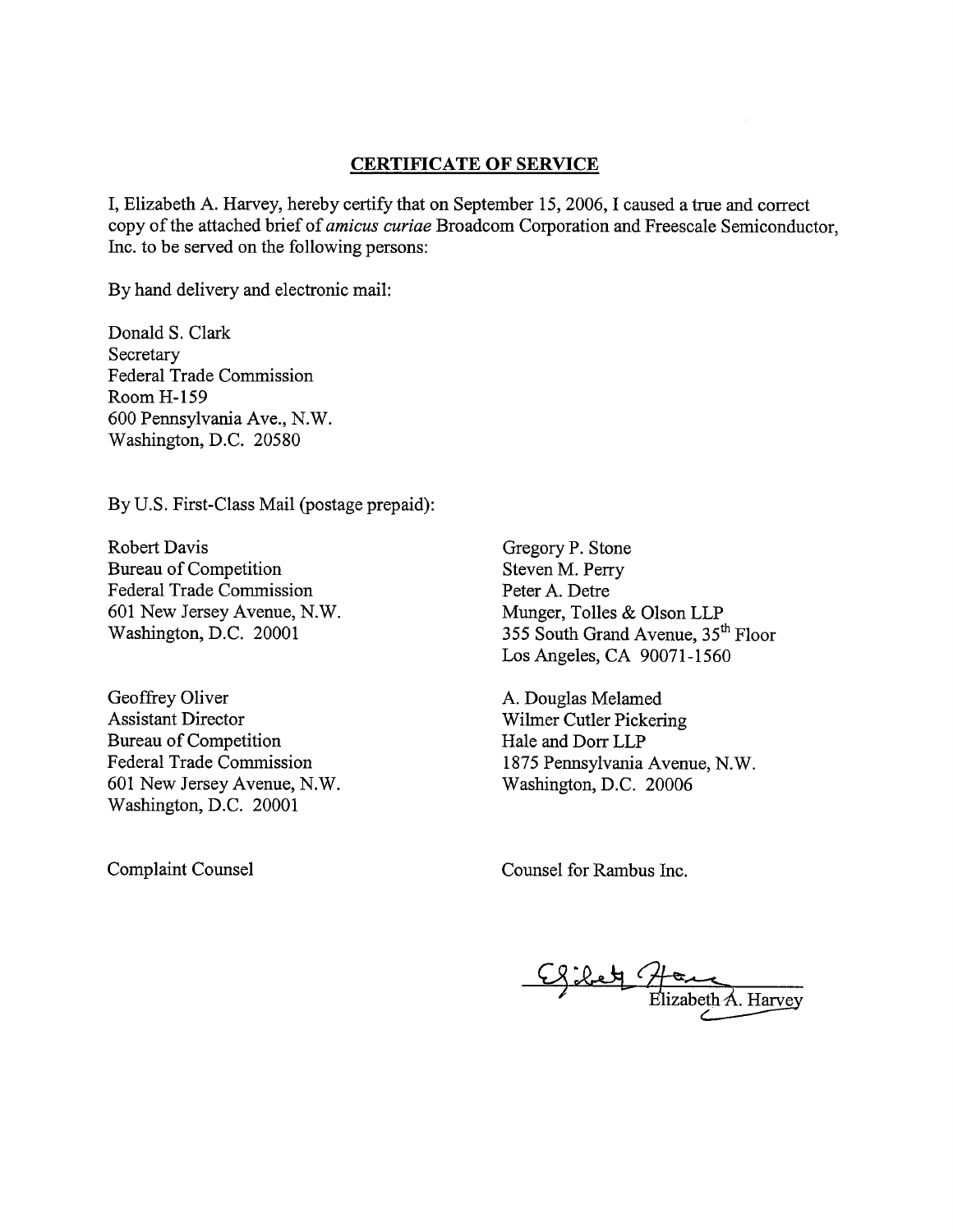## CERTIFICATE OF SERVICE

I, Elizabeth A. Harvey, hereby certify that on September 15, 2006, I caused a true and correct copy of the attached brief of *amicus curiae* Broadcom Corporation and Freescale Semiconductor, Inc. to be served on the following persons:

By hand delivery and electronic mail:

Donald S. Clark
Secretary
Federal Trade Commission
Room H-159
600 Pennsylvania Ave., N.W.
Washington, D.C. 20580

By U.S. First-Class Mail (postage prepaid):

Robert Davis
Bureau of Competition
Federal Trade Commission
601 New Jersey Avenue, N.W.
Washington, D.C. 20001

Geoffrey Oliver
Assistant Director
Bureau of Competition
Federal Trade Commission
601 New Jersey Avenue, N.W.
Washington, D.C. 20001

Complaint Counsel

Gregory P. Stone
Steven M. Perry
Peter A. Detre
Munger, Tolles & Olson LLP
355 South Grand Avenue, 35th Floor
Los Angeles, CA 90071-1560

A. Douglas Melamed
Wilmer Cutler Pickering
Hale and Dorr LLP
1875 Pennsylvania Avenue, N.W.
Washington, D.C. 20006

Counsel for Rambus Inc.

Elizabeth A. Harvey